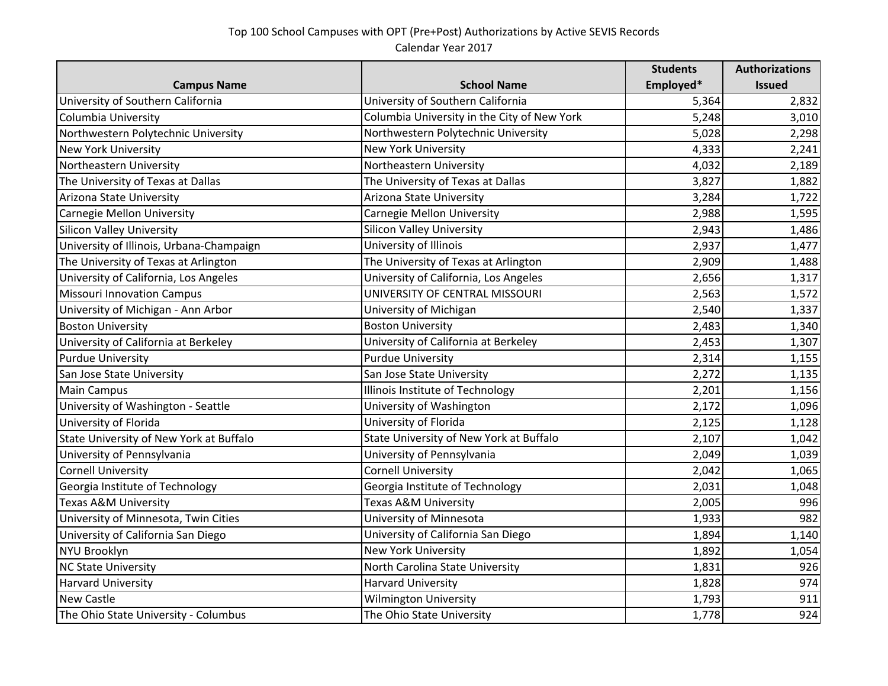Top 100 School Campuses with OPT (Pre+Post) Authorizations by Active SEVIS Records
Calendar Year 2017

| Campus Name | School Name | Students Employed* | Authorizations Issued |
|---|---|---|---|
| University of Southern California | University of Southern California | 5,364 | 2,832 |
| Columbia University | Columbia University in the City of New York | 5,248 | 3,010 |
| Northwestern Polytechnic University | Northwestern Polytechnic University | 5,028 | 2,298 |
| New York University | New York University | 4,333 | 2,241 |
| Northeastern University | Northeastern University | 4,032 | 2,189 |
| The University of Texas at Dallas | The University of Texas at Dallas | 3,827 | 1,882 |
| Arizona State University | Arizona State University | 3,284 | 1,722 |
| Carnegie Mellon University | Carnegie Mellon University | 2,988 | 1,595 |
| Silicon Valley University | Silicon Valley University | 2,943 | 1,486 |
| University of Illinois, Urbana-Champaign | University of Illinois | 2,937 | 1,477 |
| The University of Texas at Arlington | The University of Texas at Arlington | 2,909 | 1,488 |
| University of California, Los Angeles | University of California, Los Angeles | 2,656 | 1,317 |
| Missouri Innovation Campus | UNIVERSITY OF CENTRAL MISSOURI | 2,563 | 1,572 |
| University of Michigan - Ann Arbor | University of Michigan | 2,540 | 1,337 |
| Boston University | Boston University | 2,483 | 1,340 |
| University of California at Berkeley | University of California at Berkeley | 2,453 | 1,307 |
| Purdue University | Purdue University | 2,314 | 1,155 |
| San Jose State University | San Jose State University | 2,272 | 1,135 |
| Main Campus | Illinois Institute of Technology | 2,201 | 1,156 |
| University of Washington - Seattle | University of Washington | 2,172 | 1,096 |
| University of Florida | University of Florida | 2,125 | 1,128 |
| State University of New York at Buffalo | State University of New York at Buffalo | 2,107 | 1,042 |
| University of Pennsylvania | University of Pennsylvania | 2,049 | 1,039 |
| Cornell University | Cornell University | 2,042 | 1,065 |
| Georgia Institute of Technology | Georgia Institute of Technology | 2,031 | 1,048 |
| Texas A&M University | Texas A&M University | 2,005 | 996 |
| University of Minnesota, Twin Cities | University of Minnesota | 1,933 | 982 |
| University of California San Diego | University of California San Diego | 1,894 | 1,140 |
| NYU Brooklyn | New York University | 1,892 | 1,054 |
| NC State University | North Carolina State University | 1,831 | 926 |
| Harvard University | Harvard University | 1,828 | 974 |
| New Castle | Wilmington University | 1,793 | 911 |
| The Ohio State University - Columbus | The Ohio State University | 1,778 | 924 |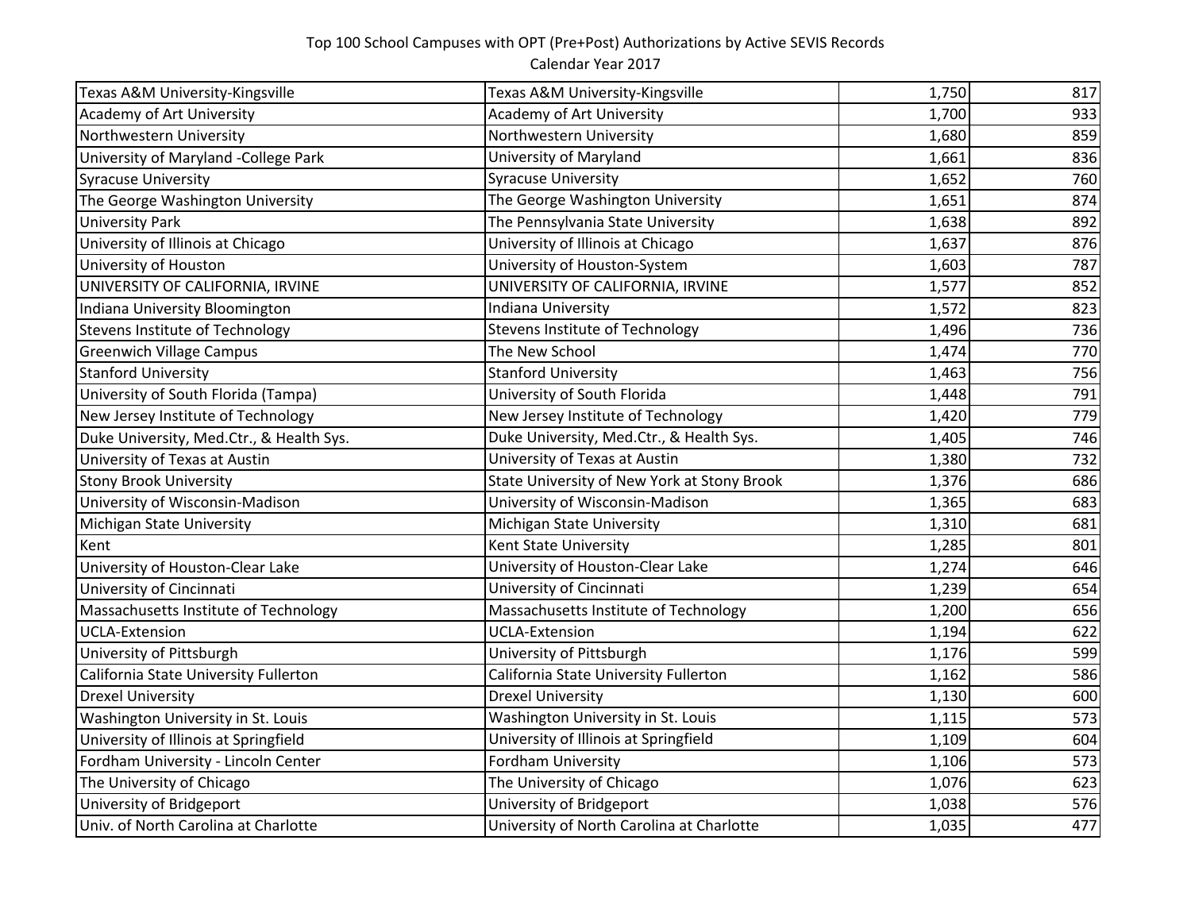| | | | |
|---|---|---|---|
| Texas A&M University-Kingsville | Texas A&M University-Kingsville | 1,750 | 817 |
| Academy of Art University | Academy of Art University | 1,700 | 933 |
| Northwestern University | Northwestern University | 1,680 | 859 |
| University of Maryland -College Park | University of Maryland | 1,661 | 836 |
| Syracuse University | Syracuse University | 1,652 | 760 |
| The George Washington University | The George Washington University | 1,651 | 874 |
| University Park | The Pennsylvania State University | 1,638 | 892 |
| University of Illinois at Chicago | University of Illinois at Chicago | 1,637 | 876 |
| University of Houston | University of Houston-System | 1,603 | 787 |
| UNIVERSITY OF CALIFORNIA, IRVINE | UNIVERSITY OF CALIFORNIA, IRVINE | 1,577 | 852 |
| Indiana University Bloomington | Indiana University | 1,572 | 823 |
| Stevens Institute of Technology | Stevens Institute of Technology | 1,496 | 736 |
| Greenwich Village Campus | The New School | 1,474 | 770 |
| Stanford University | Stanford University | 1,463 | 756 |
| University of South Florida (Tampa) | University of South Florida | 1,448 | 791 |
| New Jersey Institute of Technology | New Jersey Institute of Technology | 1,420 | 779 |
| Duke University, Med.Ctr., & Health Sys. | Duke University, Med.Ctr., & Health Sys. | 1,405 | 746 |
| University of Texas at Austin | University of Texas at Austin | 1,380 | 732 |
| Stony Brook University | State University of New York at Stony Brook | 1,376 | 686 |
| University of Wisconsin-Madison | University of Wisconsin-Madison | 1,365 | 683 |
| Michigan State University | Michigan State University | 1,310 | 681 |
| Kent | Kent State University | 1,285 | 801 |
| University of Houston-Clear Lake | University of Houston-Clear Lake | 1,274 | 646 |
| University of Cincinnati | University of Cincinnati | 1,239 | 654 |
| Massachusetts Institute of Technology | Massachusetts Institute of Technology | 1,200 | 656 |
| UCLA-Extension | UCLA-Extension | 1,194 | 622 |
| University of Pittsburgh | University of Pittsburgh | 1,176 | 599 |
| California State University Fullerton | California State University Fullerton | 1,162 | 586 |
| Drexel University | Drexel University | 1,130 | 600 |
| Washington University in St. Louis | Washington University in St. Louis | 1,115 | 573 |
| University of Illinois at Springfield | University of Illinois at Springfield | 1,109 | 604 |
| Fordham University - Lincoln Center | Fordham University | 1,106 | 573 |
| The University of Chicago | The University of Chicago | 1,076 | 623 |
| University of Bridgeport | University of Bridgeport | 1,038 | 576 |
| Univ. of North Carolina at Charlotte | University of North Carolina at Charlotte | 1,035 | 477 |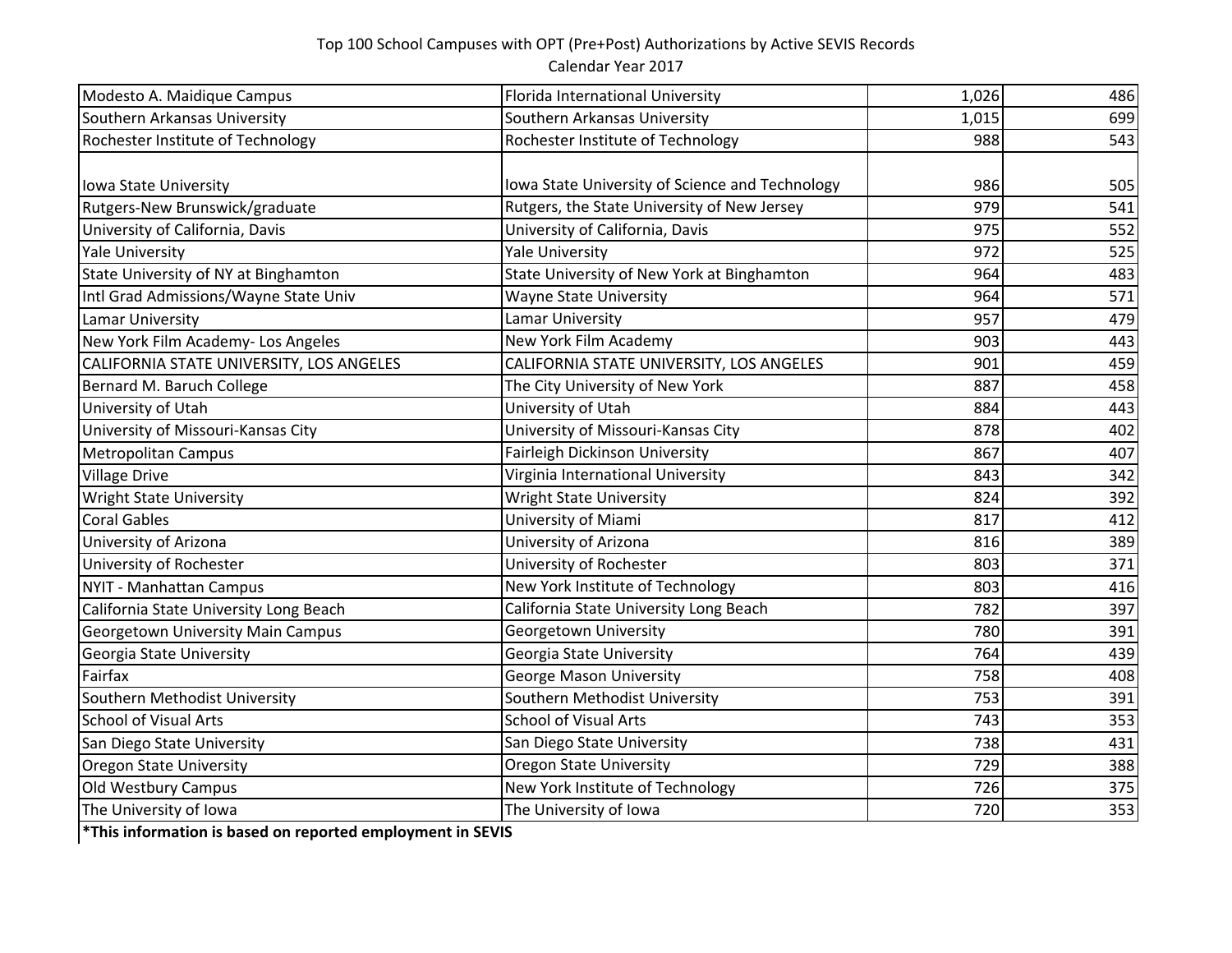Top 100 School Campuses with OPT (Pre+Post) Authorizations by Active SEVIS Records
Calendar Year 2017

| | | | |
|---|---|---|---|
| Modesto A. Maidique Campus | Florida International University | 1,026 | 486 |
| Southern Arkansas University | Southern Arkansas University | 1,015 | 699 |
| Rochester Institute of Technology | Rochester Institute of Technology | 988 | 543 |
| Iowa State University | Iowa State University of Science and Technology | 986 | 505 |
| Rutgers-New Brunswick/graduate | Rutgers, the State University of New Jersey | 979 | 541 |
| University of California, Davis | University of California, Davis | 975 | 552 |
| Yale University | Yale University | 972 | 525 |
| State University of NY at Binghamton | State University of New York at Binghamton | 964 | 483 |
| Intl Grad Admissions/Wayne State Univ | Wayne State University | 964 | 571 |
| Lamar University | Lamar University | 957 | 479 |
| New York Film Academy- Los Angeles | New York Film Academy | 903 | 443 |
| CALIFORNIA STATE UNIVERSITY, LOS ANGELES | CALIFORNIA STATE UNIVERSITY, LOS ANGELES | 901 | 459 |
| Bernard M. Baruch College | The City University of New York | 887 | 458 |
| University of Utah | University of Utah | 884 | 443 |
| University of Missouri-Kansas City | University of Missouri-Kansas City | 878 | 402 |
| Metropolitan Campus | Fairleigh Dickinson University | 867 | 407 |
| Village Drive | Virginia International University | 843 | 342 |
| Wright State University | Wright State University | 824 | 392 |
| Coral Gables | University of Miami | 817 | 412 |
| University of Arizona | University of Arizona | 816 | 389 |
| University of Rochester | University of Rochester | 803 | 371 |
| NYIT - Manhattan Campus | New York Institute of Technology | 803 | 416 |
| California State University Long Beach | California State University Long Beach | 782 | 397 |
| Georgetown University Main Campus | Georgetown University | 780 | 391 |
| Georgia State University | Georgia State University | 764 | 439 |
| Fairfax | George Mason University | 758 | 408 |
| Southern Methodist University | Southern Methodist University | 753 | 391 |
| School of Visual Arts | School of Visual Arts | 743 | 353 |
| San Diego State University | San Diego State University | 738 | 431 |
| Oregon State University | Oregon State University | 729 | 388 |
| Old Westbury Campus | New York Institute of Technology | 726 | 375 |
| The University of Iowa | The University of Iowa | 720 | 353 |

**\*This information is based on reported employment in SEVIS**